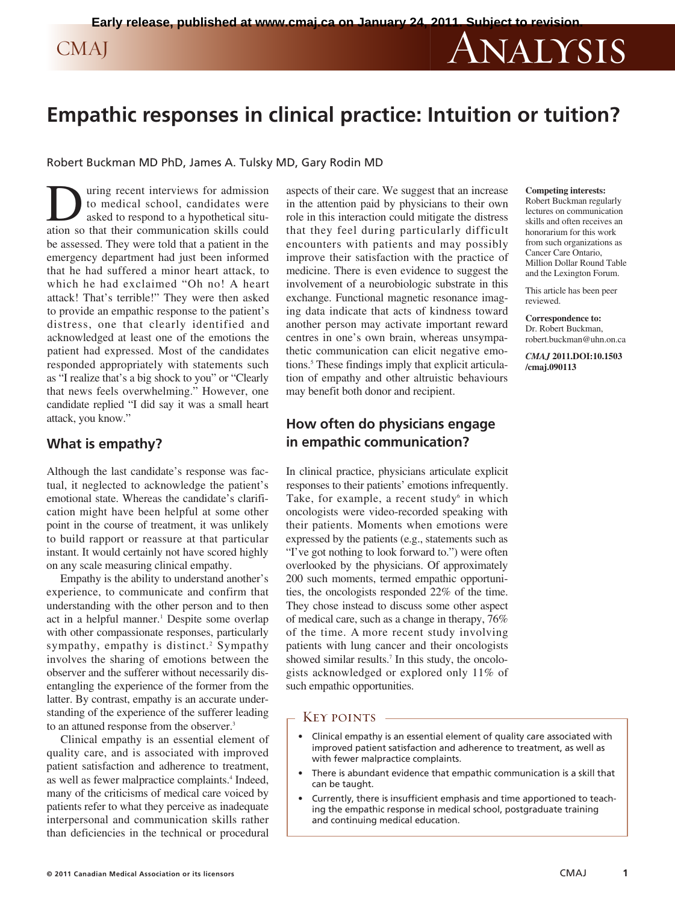# Empathic responses in clinical practice: Intuition or tuition?

Robert Buckman MD PhD, James A. Tulsky MD, Gary Rodin MD

During recent interviews for admission to medical school, candidates were asked to respond to a hypothetical situation so that their communication skills could be assessed. They were told that a patient in the emergency department had just been informed that he had suffered a minor heart attack, to which he had exclaimed "Oh no! A heart attack! That's terrible!" They were then asked to provide an empathic response to the patient's distress, one that clearly identified and acknowledged at least one of the emotions the patient had expressed. Most of the candidates responded appropriately with statements such as "I realize that's a big shock to you" or "Clearly that news feels overwhelming." However, one candidate replied "I did say it was a small heart attack, you know."

## What is empathy?

Although the last candidate's response was factual, it neglected to acknowledge the patient's emotional state. Whereas the candidate's clarification might have been helpful at some other point in the course of treatment, it was unlikely to build rapport or reassure at that particular instant. It would certainly not have scored highly on any scale measuring clinical empathy.

Empathy is the ability to understand another's experience, to communicate and confirm that understanding with the other person and to then act in a helpful manner.[1] Despite some overlap with other compassionate responses, particularly sympathy, empathy is distinct.[2] Sympathy involves the sharing of emotions between the observer and the sufferer without necessarily disentangling the experience of the former from the latter. By contrast, empathy is an accurate understanding of the experience of the sufferer leading to an attuned response from the observer.[3]

Clinical empathy is an essential element of quality care, and is associated with improved patient satisfaction and adherence to treatment, as well as fewer malpractice complaints.[4] Indeed, many of the criticisms of medical care voiced by patients refer to what they perceive as inadequate interpersonal and communication skills rather than deficiencies in the technical or procedural aspects of their care. We suggest that an increase in the attention paid by physicians to their own role in this interaction could mitigate the distress that they feel during particularly difficult encounters with patients and may possibly improve their satisfaction with the practice of medicine. There is even evidence to suggest the involvement of a neurobiologic substrate in this exchange. Functional magnetic resonance imaging data indicate that acts of kindness toward another person may activate important reward centres in one's own brain, whereas unsympathetic communication can elicit negative emotions.[5] These findings imply that explicit articulation of empathy and other altruistic behaviours may benefit both donor and recipient.

## How often do physicians engage in empathic communication?

In clinical practice, physicians articulate explicit responses to their patients' emotions infrequently. Take, for example, a recent study[6] in which oncologists were video-recorded speaking with their patients. Moments when emotions were expressed by the patients (e.g., statements such as "I've got nothing to look forward to.") were often overlooked by the physicians. Of approximately 200 such moments, termed empathic opportunities, the oncologists responded 22% of the time. They chose instead to discuss some other aspect of medical care, such as a change in therapy, 76% of the time. A more recent study involving patients with lung cancer and their oncologists showed similar results.[7] In this study, the oncologists acknowledged or explored only 11% of such empathic opportunities.

**Key points**

- Clinical empathy is an essential element of quality care associated with improved patient satisfaction and adherence to treatment, as well as with fewer malpractice complaints.
- There is abundant evidence that empathic communication is a skill that can be taught.
- Currently, there is insufficient emphasis and time apportioned to teaching the empathic response in medical school, postgraduate training and continuing medical education.

**Competing interests:** Robert Buckman regularly lectures on communication skills and often receives an honorarium for this work from such organizations as Cancer Care Ontario, Million Dollar Round Table and the Lexington Forum.

This article has been peer reviewed.

**Correspondence to:** Dr. Robert Buckman, robert.buckman@uhn.on.ca

***CMAJ* 2011.DOI:10.1503/cmaj.090113**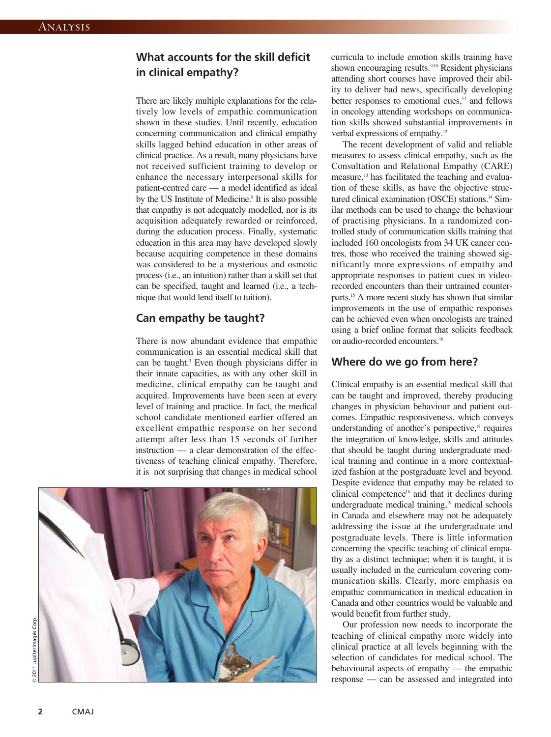## What accounts for the skill deficit in clinical empathy?

There are likely multiple explanations for the relatively low levels of empathic communication shown in these studies. Until recently, education concerning communication and clinical empathy skills lagged behind education in other areas of clinical practice. As a result, many physicians have not received sufficient training to develop or enhance the necessary interpersonal skills for patient-centred care — a model identified as ideal by the US Institute of Medicine.[8] It is also possible that empathy is not adequately modelled, nor is its acquisition adequately rewarded or reinforced, during the education process. Finally, systematic education in this area may have developed slowly because acquiring competence in these domains was considered to be a mysterious and osmotic process (i.e., an intuition) rather than a skill set that can be specified, taught and learned (i.e., a technique that would lend itself to tuition).

## Can empathy be taught?

There is now abundant evidence that empathic communication is an essential medical skill that can be taught.[3] Even though physicians differ in their innate capacities, as with any other skill in medicine, clinical empathy can be taught and acquired. Improvements have been seen at every level of training and practice. In fact, the medical school candidate mentioned earlier offered an excellent empathic response on her second attempt after less than 15 seconds of further instruction — a clear demonstration of the effectiveness of teaching clinical empathy. Therefore, it is not surprising that changes in medical school curricula to include emotion skills training have shown encouraging results.[9,10] Resident physicians attending short courses have improved their ability to deliver bad news, specifically developing better responses to emotional cues,[11] and fellows in oncology attending workshops on communication skills showed substantial improvements in verbal expressions of empathy.[12]

The recent development of valid and reliable measures to assess clinical empathy, such as the Consultation and Relational Empathy (CARE) measure,[13] has facilitated the teaching and evaluation of these skills, as have the objective structured clinical examination (OSCE) stations.[14] Similar methods can be used to change the behaviour of practising physicians. In a randomized controlled study of communication skills training that included 160 oncologists from 34 UK cancer centres, those who received the training showed significantly more expressions of empathy and appropriate responses to patient cues in video-recorded encounters than their untrained counterparts.[15] A more recent study has shown that similar improvements in the use of empathic responses can be achieved even when oncologists are trained using a brief online format that solicits feedback on audio-recorded encounters.[16]

## Where do we go from here?

Clinical empathy is an essential medical skill that can be taught and improved, thereby producing changes in physician behaviour and patient outcomes. Empathic responsiveness, which conveys understanding of another's perspective,[17] requires the integration of knowledge, skills and attitudes that should be taught during undergraduate medical training and continue in a more contextualized fashion at the postgraduate level and beyond. Despite evidence that empathy may be related to clinical competence[18] and that it declines during undergraduate medical training,[19] medical schools in Canada and elsewhere may not be adequately addressing the issue at the undergraduate and postgraduate levels. There is little information concerning the specific teaching of clinical empathy as a distinct technique; when it is taught, it is usually included in the curriculum covering communication skills. Clearly, more emphasis on empathic communication in medical education in Canada and other countries would be valuable and would benefit from further study.

Our profession now needs to incorporate the teaching of clinical empathy more widely into clinical practice at all levels beginning with the selection of candidates for medical school. The behavioural aspects of empathy — the empathic response — can be assessed and integrated into

© 2011 Jupiterimages Corp.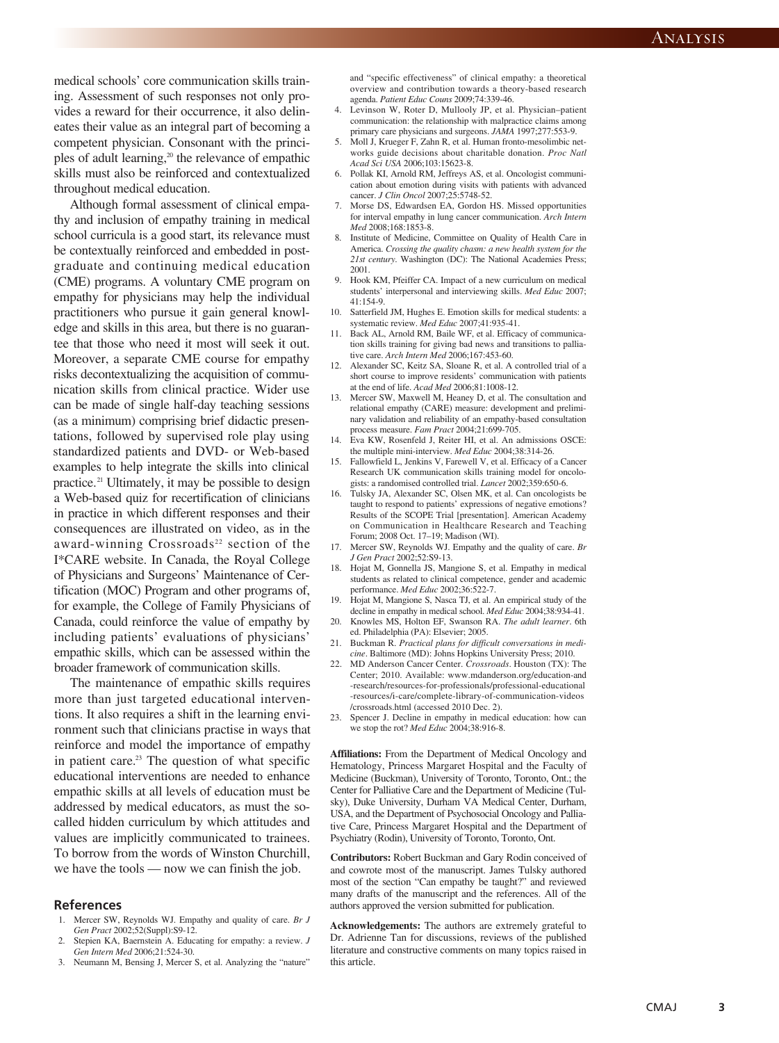medical schools' core communication skills training. Assessment of such responses not only provides a reward for their occurrence, it also delineates their value as an integral part of becoming a competent physician. Consonant with the principles of adult learning,[20] the relevance of empathic skills must also be reinforced and contextualized throughout medical education.

Although formal assessment of clinical empathy and inclusion of empathy training in medical school curricula is a good start, its relevance must be contextually reinforced and embedded in postgraduate and continuing medical education (CME) programs. A voluntary CME program on empathy for physicians may help the individual practitioners who pursue it gain general knowledge and skills in this area, but there is no guarantee that those who need it most will seek it out. Moreover, a separate CME course for empathy risks decontextualizing the acquisition of communication skills from clinical practice. Wider use can be made of single half-day teaching sessions (as a minimum) comprising brief didactic presentations, followed by supervised role play using standardized patients and DVD- or Web-based examples to help integrate the skills into clinical practice.[21] Ultimately, it may be possible to design a Web-based quiz for recertification of clinicians in practice in which different responses and their consequences are illustrated on video, as in the award-winning Crossroads[22] section of the I*CARE website. In Canada, the Royal College of Physicians and Surgeons' Maintenance of Certification (MOC) Program and other programs of, for example, the College of Family Physicians of Canada, could reinforce the value of empathy by including patients' evaluations of physicians' empathic skills, which can be assessed within the broader framework of communication skills.

The maintenance of empathic skills requires more than just targeted educational interventions. It also requires a shift in the learning environment such that clinicians practise in ways that reinforce and model the importance of empathy in patient care.[23] The question of what specific educational interventions are needed to enhance empathic skills at all levels of education must be addressed by medical educators, as must the so-called hidden curriculum by which attitudes and values are implicitly communicated to trainees. To borrow from the words of Winston Churchill, we have the tools — now we can finish the job.

## References

1. Mercer SW, Reynolds WJ. Empathy and quality of care. *Br J Gen Pract* 2002;52(Suppl):S9-12.
2. Stepien KA, Baernstein A. Educating for empathy: a review. *J Gen Intern Med* 2006;21:524-30.
3. Neumann M, Bensing J, Mercer S, et al. Analyzing the "nature" and "specific effectiveness" of clinical empathy: a theoretical overview and contribution towards a theory-based research agenda. *Patient Educ Couns* 2009;74:339-46.
4. Levinson W, Roter D, Mullooly JP, et al. Physician–patient communication: the relationship with malpractice claims among primary care physicians and surgeons. *JAMA* 1997;277:553-9.
5. Moll J, Krueger F, Zahn R, et al. Human fronto-mesolimbic networks guide decisions about charitable donation. *Proc Natl Acad Sci USA* 2006;103:15623-8.
6. Pollak KI, Arnold RM, Jeffreys AS, et al. Oncologist communication about emotion during visits with patients with advanced cancer. *J Clin Oncol* 2007;25:5748-52.
7. Morse DS, Edwardsen EA, Gordon HS. Missed opportunities for interval empathy in lung cancer communication. *Arch Intern Med* 2008;168:1853-8.
8. Institute of Medicine, Committee on Quality of Health Care in America. *Crossing the quality chasm: a new health system for the 21st century*. Washington (DC): The National Academies Press; 2001.
9. Hook KM, Pfeiffer CA. Impact of a new curriculum on medical students' interpersonal and interviewing skills. *Med Educ* 2007; 41:154-9.
10. Satterfield JM, Hughes E. Emotion skills for medical students: a systematic review. *Med Educ* 2007;41:935-41.
11. Back AL, Arnold RM, Baile WF, et al. Efficacy of communication skills training for giving bad news and transitions to palliative care. *Arch Intern Med* 2006;167:453-60.
12. Alexander SC, Keitz SA, Sloane R, et al. A controlled trial of a short course to improve residents' communication with patients at the end of life. *Acad Med* 2006;81:1008-12.
13. Mercer SW, Maxwell M, Heaney D, et al. The consultation and relational empathy (CARE) measure: development and preliminary validation and reliability of an empathy-based consultation process measure. *Fam Pract* 2004;21:699-705.
14. Eva KW, Rosenfeld J, Reiter HI, et al. An admissions OSCE: the multiple mini-interview. *Med Educ* 2004;38:314-26.
15. Fallowfield L, Jenkins V, Farewell V, et al. Efficacy of a Cancer Research UK communication skills training model for oncologists: a randomised controlled trial. *Lancet* 2002;359:650-6.
16. Tulsky JA, Alexander SC, Olsen MK, et al. Can oncologists be taught to respond to patients' expressions of negative emotions? Results of the SCOPE Trial [presentation]. American Academy on Communication in Healthcare Research and Teaching Forum; 2008 Oct. 17–19; Madison (WI).
17. Mercer SW, Reynolds WJ. Empathy and the quality of care. *Br J Gen Pract* 2002;52:S9-13.
18. Hojat M, Gonnella JS, Mangione S, et al. Empathy in medical students as related to clinical competence, gender and academic performance. *Med Educ* 2002;36:522-7.
19. Hojat M, Mangione S, Nasca TJ, et al. An empirical study of the decline in empathy in medical school. *Med Educ* 2004;38:934-41.
20. Knowles MS, Holton EF, Swanson RA. *The adult learner*. 6th ed. Philadelphia (PA): Elsevier; 2005.
21. Buckman R. *Practical plans for difficult conversations in medicine*. Baltimore (MD): Johns Hopkins University Press; 2010.
22. MD Anderson Cancer Center. *Crossroads*. Houston (TX): The Center; 2010. Available: www.mdanderson.org/education-and-research/resources-for-professionals/professional-educational-resources/i-care/complete-library-of-communication-videos/crossroads.html (accessed 2010 Dec. 2).
23. Spencer J. Decline in empathy in medical education: how can we stop the rot? *Med Educ* 2004;38:916-8.

**Affiliations:** From the Department of Medical Oncology and Hematology, Princess Margaret Hospital and the Faculty of Medicine (Buckman), University of Toronto, Toronto, Ont.; the Center for Palliative Care and the Department of Medicine (Tulsky), Duke University, Durham VA Medical Center, Durham, USA, and the Department of Psychosocial Oncology and Palliative Care, Princess Margaret Hospital and the Department of Psychiatry (Rodin), University of Toronto, Toronto, Ont.

**Contributors:** Robert Buckman and Gary Rodin conceived of and cowrote most of the manuscript. James Tulsky authored most of the section "Can empathy be taught?" and reviewed many drafts of the manuscript and the references. All of the authors approved the version submitted for publication.

**Acknowledgements:** The authors are extremely grateful to Dr. Adrienne Tan for discussions, reviews of the published literature and constructive comments on many topics raised in this article.